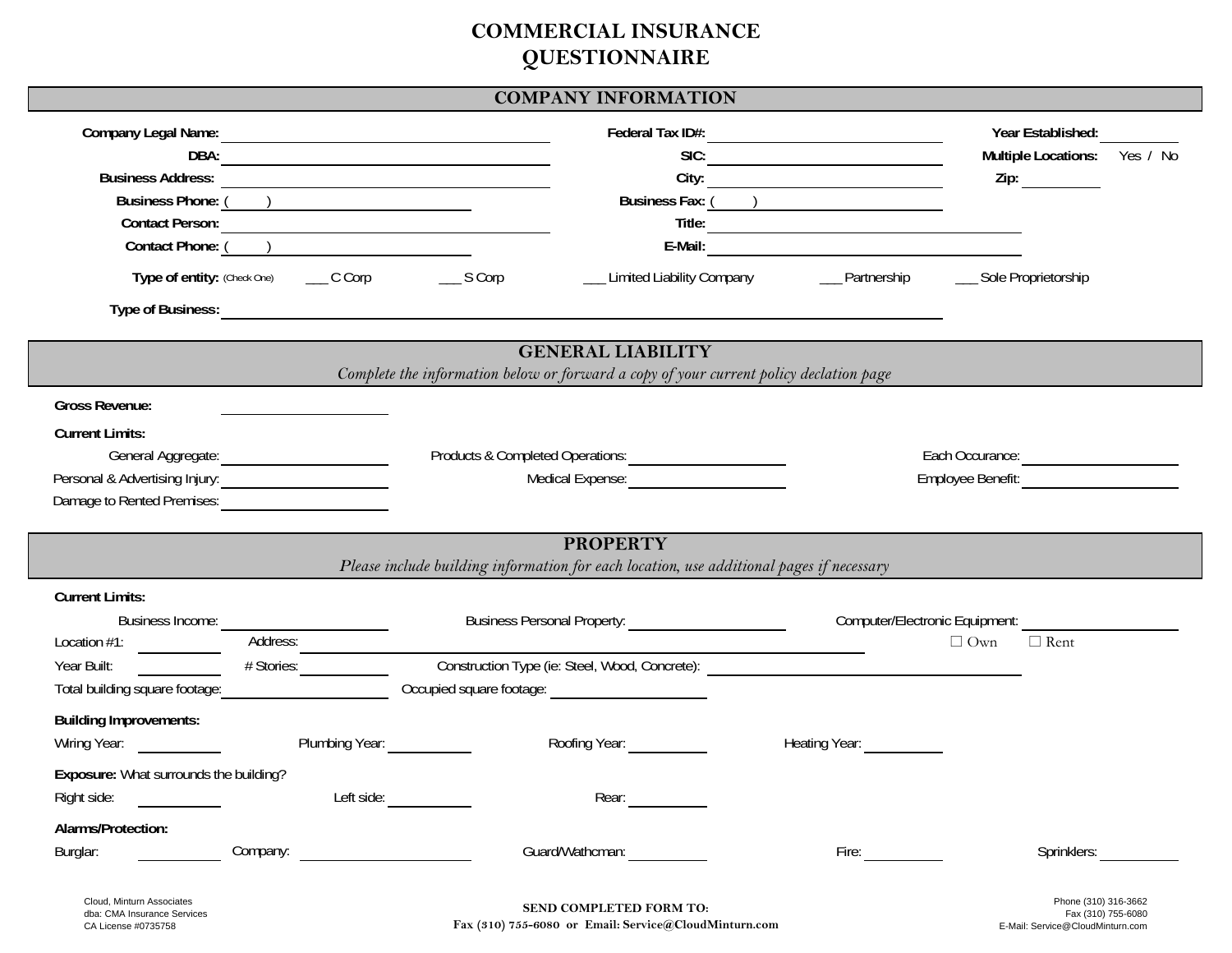# COMMERCIAL INSURANCE QUESTIONNAIRE

## COMPANY INFORMATION

**Company Legal Name:** \_\_\_\_\_\_\_\_\_\_\_\_ **Federal Tax ID#:** \_\_\_\_\_\_\_\_\_\_\_\_ **Year Established:** \_\_\_\_\_\_\_\_

**DBA:** \_\_\_\_\_\_\_\_\_\_\_\_ **SIC:** \_\_\_\_\_\_\_\_\_\_\_\_ **Multiple Locations:** Yes / No

**Business Address:** \_\_\_\_\_\_\_\_\_\_\_\_ **City:** \_\_\_\_\_\_\_\_\_\_\_\_ **Zip:** \_\_\_\_\_\_\_\_

**Business Phone:** ( ) \_\_\_\_\_\_\_\_\_\_\_\_ **Business Fax:** ( ) \_\_\_\_\_\_\_\_\_\_\_\_

**Contact Person:** \_\_\_\_\_\_\_\_\_\_\_\_ **Title:** \_\_\_\_\_\_\_\_\_\_\_\_

**Contact Phone:** ( ) \_\_\_\_\_\_\_\_\_\_\_\_ **E-Mail:** \_\_\_\_\_\_\_\_\_\_\_\_

**Type of entity:** (Check One) \_\_\_ C Corp \_\_\_ S Corp \_\_\_ Limited Liability Company \_\_\_ Partnership \_\_\_ Sole Proprietorship

**Type of Business:** \_\_\_\_\_\_\_\_\_\_\_\_

## GENERAL LIABILITY

*Complete the information below or forward a copy of your current policy declation page*

**Gross Revenue:** \_\_\_\_\_\_\_\_\_\_\_\_

**Current Limits:**

General Aggregate: \_\_\_\_\_\_\_\_\_\_\_\_ Products & Completed Operations: \_\_\_\_\_\_\_\_\_\_\_\_ Each Occurance: \_\_\_\_\_\_\_\_\_\_\_\_

Personal & Advertising Injury: \_\_\_\_\_\_\_\_\_\_\_\_ Medical Expense: \_\_\_\_\_\_\_\_\_\_\_\_ Employee Benefit: \_\_\_\_\_\_\_\_\_\_\_\_

Damage to Rented Premises: \_\_\_\_\_\_\_\_\_\_\_\_

## PROPERTY

*Please include building information for each location, use additional pages if necessary*

**Current Limits:**

Business Income: \_\_\_\_\_\_\_\_\_\_\_\_ Business Personal Property: \_\_\_\_\_\_\_\_\_\_\_\_ Computer/Electronic Equipment: \_\_\_\_\_\_\_\_\_\_\_\_

Location #1: \_\_\_\_\_\_\_\_ Address: \_\_\_\_\_\_\_\_\_\_\_\_ ☐ Own ☐ Rent

Year Built: \_\_\_\_\_\_\_\_ # Stories: \_\_\_\_\_\_\_\_ Construction Type (ie: Steel, Wood, Concrete): \_\_\_\_\_\_\_\_\_\_\_\_

Total building square footage: \_\_\_\_\_\_\_\_\_\_\_\_ Occupied square footage: \_\_\_\_\_\_\_\_\_\_\_\_

**Building Improvements:**

Wiring Year: \_\_\_\_\_\_\_\_ Plumbing Year: \_\_\_\_\_\_\_\_ Roofing Year: \_\_\_\_\_\_\_\_ Heating Year: \_\_\_\_\_\_\_\_

**Exposure:** What surrounds the building?

Right side: \_\_\_\_\_\_\_\_ Left side: \_\_\_\_\_\_\_\_ Rear: \_\_\_\_\_\_\_\_

**Alarms/Protection:**

Burglar: \_\_\_\_\_\_\_\_ Company: \_\_\_\_\_\_\_\_\_\_\_\_ Guard/Wathcman: \_\_\_\_\_\_\_\_ Fire: \_\_\_\_\_\_\_\_ Sprinklers: \_\_\_\_\_\_\_\_

Cloud, Minturn Associates
dba: CMA Insurance Services
CA License #0735758

**SEND COMPLETED FORM TO:**
**Fax (310) 755-6080 or Email: Service@CloudMinturn.com**

Phone (310) 316-3662
Fax (310) 755-6080
E-Mail: Service@CloudMinturn.com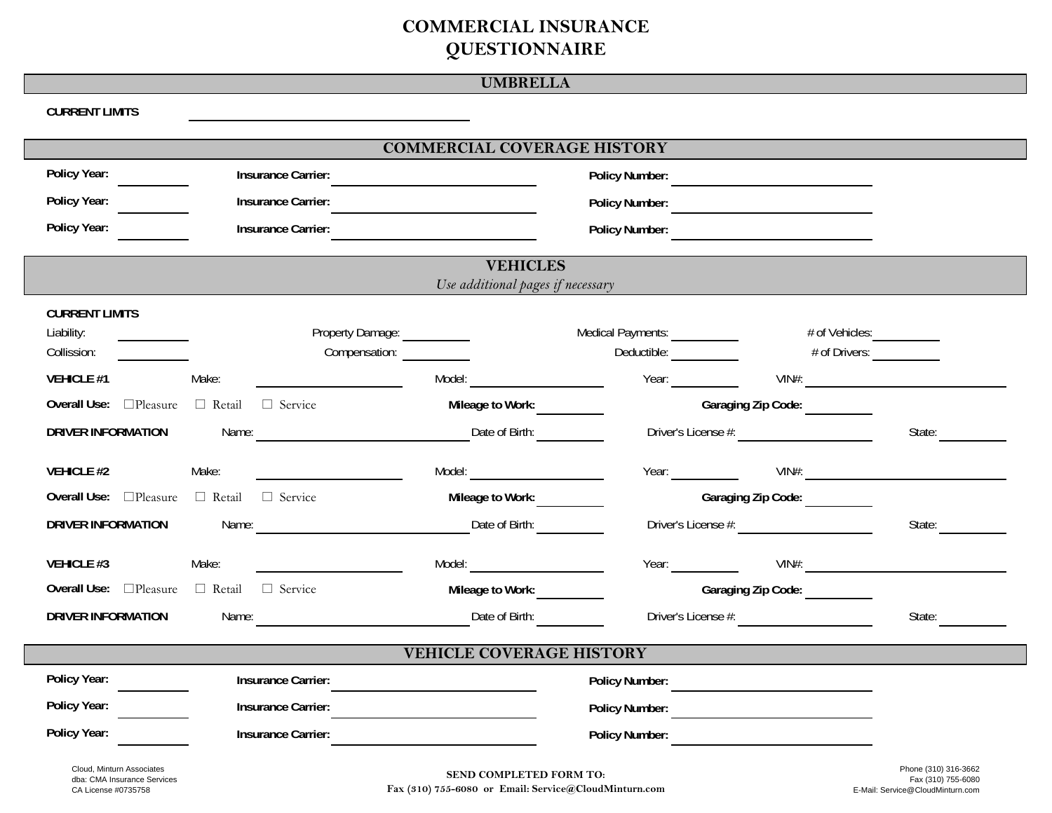# COMMERCIAL INSURANCE QUESTIONNAIRE

## UMBRELLA

**CURRENT LIMITS** ______________________

## COMMERCIAL COVERAGE HISTORY

**Policy Year:** ________ **Insurance Carrier:** ______________________ **Policy Number:** ______________________

**Policy Year:** ________ **Insurance Carrier:** ______________________ **Policy Number:** ______________________

**Policy Year:** ________ **Insurance Carrier:** ______________________ **Policy Number:** ______________________

## VEHICLES

*Use additional pages if necessary*

**CURRENT LIMITS**

Liability: ________ Property Damage: ________ Medical Payments: ________ # of Vehicles: ________

Collission: ________ Compensation: ________ Deductible: ________ # of Drivers: ________

**VEHICLE #1** Make: ______________ Model: ______________ Year: ________ VIN#: ______________________

**Overall Use:** ☐Pleasure ☐ Retail ☐ Service **Mileage to Work:** ________ **Garaging Zip Code:** ________

**DRIVER INFORMATION** Name: ______________________ Date of Birth: ________ Driver's License #: ______________ State: ________

**VEHICLE #2** Make: ______________ Model: ______________ Year: ________ VIN#: ______________________

**Overall Use:** ☐Pleasure ☐ Retail ☐ Service **Mileage to Work:** ________ **Garaging Zip Code:** ________

**DRIVER INFORMATION** Name: ______________________ Date of Birth: ________ Driver's License #: ______________ State: ________

**VEHICLE #3** Make: ______________ Model: ______________ Year: ________ VIN#: ______________________

**Overall Use:** ☐Pleasure ☐ Retail ☐ Service **Mileage to Work:** ________ **Garaging Zip Code:** ________

**DRIVER INFORMATION** Name: ______________________ Date of Birth: ________ Driver's License #: ______________ State: ________

## VEHICLE COVERAGE HISTORY

**Policy Year:** ________ **Insurance Carrier:** ______________________ **Policy Number:** ______________________

**Policy Year:** ________ **Insurance Carrier:** ______________________ **Policy Number:** ______________________

**Policy Year:** ________ **Insurance Carrier:** ______________________ **Policy Number:** ______________________

Cloud, Minturn Associates
dba: CMA Insurance Services
CA License #0735758

**SEND COMPLETED FORM TO:**
**Fax (310) 755-6080 or Email: Service@CloudMinturn.com**

Phone (310) 316-3662
Fax (310) 755-6080
E-Mail: Service@CloudMinturn.com